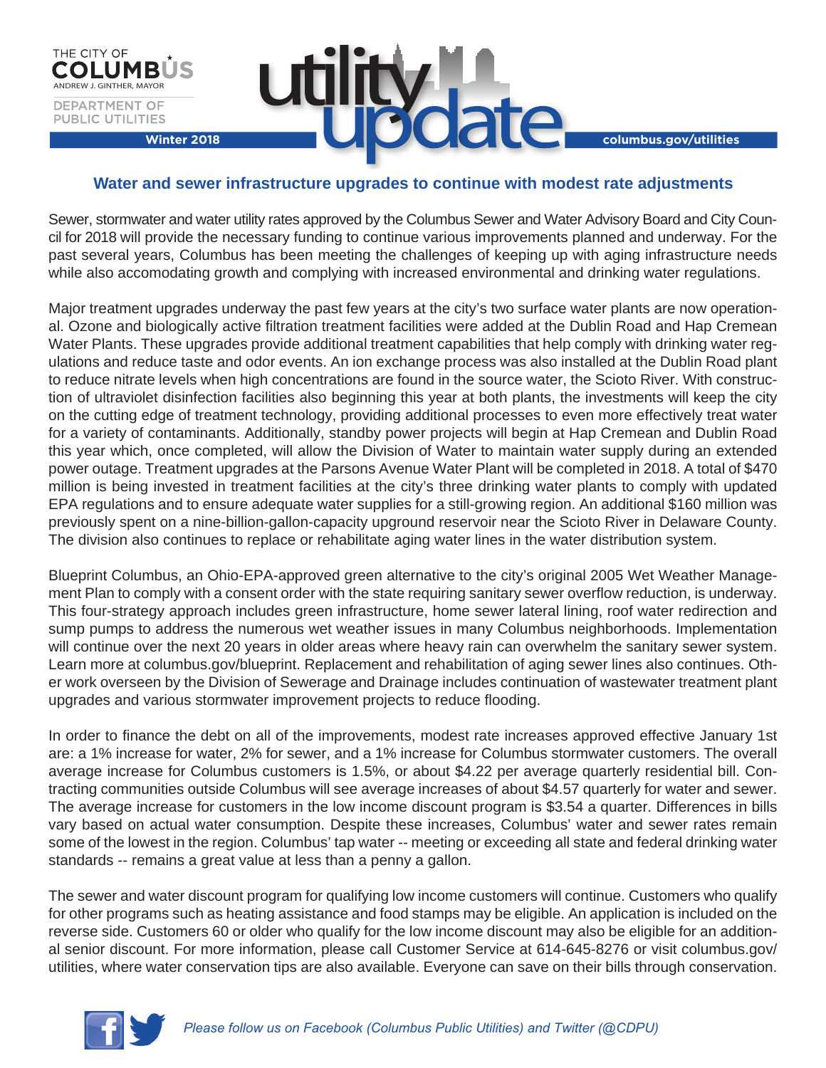THE CITY OF COLUMBUS
ANDREW J. GINTHER, MAYOR

DEPARTMENT OF PUBLIC UTILITIES

# utility update

**Winter 2018** | **columbus.gov/utilities**

## Water and sewer infrastructure upgrades to continue with modest rate adjustments

Sewer, stormwater and water utility rates approved by the Columbus Sewer and Water Advisory Board and City Council for 2018 will provide the necessary funding to continue various improvements planned and underway. For the past several years, Columbus has been meeting the challenges of keeping up with aging infrastructure needs while also accomodating growth and complying with increased environmental and drinking water regulations.

Major treatment upgrades underway the past few years at the city's two surface water plants are now operational. Ozone and biologically active filtration treatment facilities were added at the Dublin Road and Hap Cremean Water Plants. These upgrades provide additional treatment capabilities that help comply with drinking water regulations and reduce taste and odor events. An ion exchange process was also installed at the Dublin Road plant to reduce nitrate levels when high concentrations are found in the source water, the Scioto River. With construction of ultraviolet disinfection facilities also beginning this year at both plants, the investments will keep the city on the cutting edge of treatment technology, providing additional processes to even more effectively treat water for a variety of contaminants. Additionally, standby power projects will begin at Hap Cremean and Dublin Road this year which, once completed, will allow the Division of Water to maintain water supply during an extended power outage. Treatment upgrades at the Parsons Avenue Water Plant will be completed in 2018. A total of $470 million is being invested in treatment facilities at the city's three drinking water plants to comply with updated EPA regulations and to ensure adequate water supplies for a still-growing region. An additional $160 million was previously spent on a nine-billion-gallon-capacity upground reservoir near the Scioto River in Delaware County. The division also continues to replace or rehabilitate aging water lines in the water distribution system.

Blueprint Columbus, an Ohio-EPA-approved green alternative to the city's original 2005 Wet Weather Management Plan to comply with a consent order with the state requiring sanitary sewer overflow reduction, is underway. This four-strategy approach includes green infrastructure, home sewer lateral lining, roof water redirection and sump pumps to address the numerous wet weather issues in many Columbus neighborhoods. Implementation will continue over the next 20 years in older areas where heavy rain can overwhelm the sanitary sewer system. Learn more at columbus.gov/blueprint. Replacement and rehabilitation of aging sewer lines also continues. Other work overseen by the Division of Sewerage and Drainage includes continuation of wastewater treatment plant upgrades and various stormwater improvement projects to reduce flooding.

In order to finance the debt on all of the improvements, modest rate increases approved effective January 1st are: a 1% increase for water, 2% for sewer, and a 1% increase for Columbus stormwater customers. The overall average increase for Columbus customers is 1.5%, or about $4.22 per average quarterly residential bill. Contracting communities outside Columbus will see average increases of about $4.57 quarterly for water and sewer. The average increase for customers in the low income discount program is $3.54 a quarter. Differences in bills vary based on actual water consumption. Despite these increases, Columbus' water and sewer rates remain some of the lowest in the region. Columbus' tap water -- meeting or exceeding all state and federal drinking water standards -- remains a great value at less than a penny a gallon.

The sewer and water discount program for qualifying low income customers will continue. Customers who qualify for other programs such as heating assistance and food stamps may be eligible. An application is included on the reverse side. Customers 60 or older who qualify for the low income discount may also be eligible for an additional senior discount. For more information, please call Customer Service at 614-645-8276 or visit columbus.gov/utilities, where water conservation tips are also available. Everyone can save on their bills through conservation.

*Please follow us on Facebook (Columbus Public Utilities) and Twitter (@CDPU)*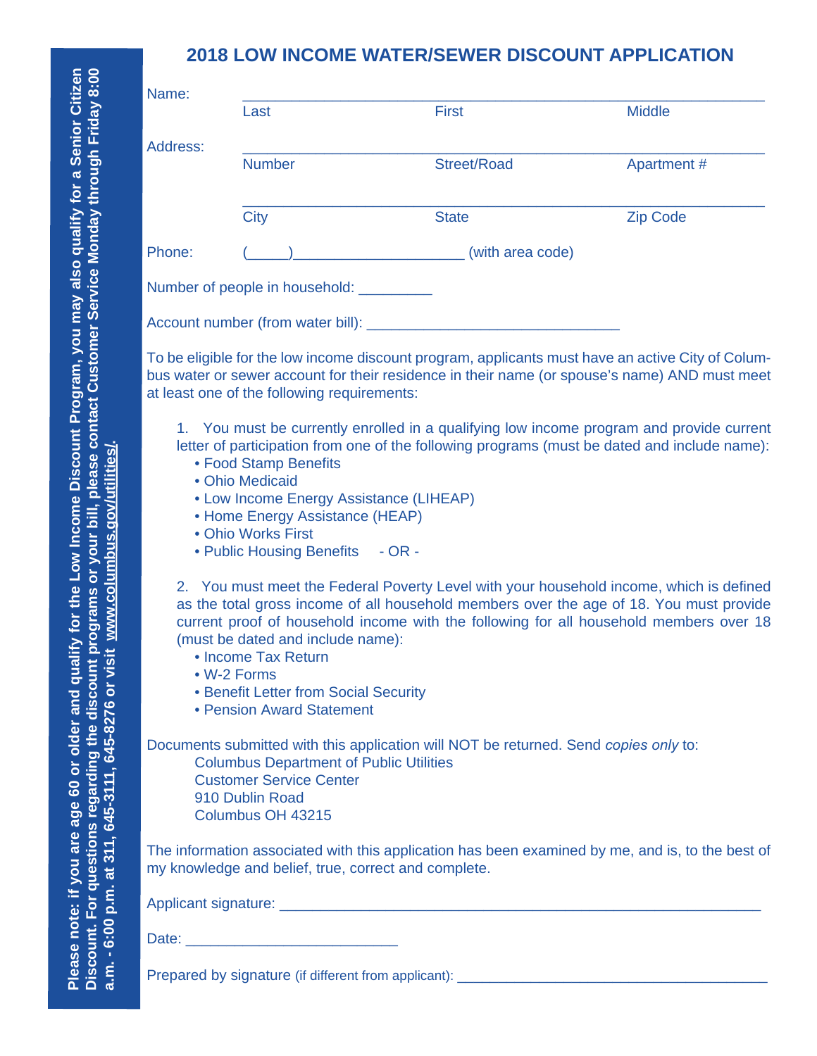# 2018 LOW INCOME WATER/SEWER DISCOUNT APPLICATION

**Please note: if you are age 60 or older and qualify for the Low Income Discount Program, you may also qualify for a Senior Citizen Discount. For questions regarding the discount programs or your bill, please contact Customer Service Monday through Friday 8:00 a.m. - 6:00 p.m. at 311, 645-3111, 645-8276 or visit www.columbus.gov/utilities/.**

Name: ______________________________________________
Last | First | Middle

Address: ______________________________________________
Number | Street/Road | Apartment #

______________________________________________
City | State | Zip Code

Phone: (_____)____________________ (with area code)

Number of people in household: _________

Account number (from water bill): ______________________________

To be eligible for the low income discount program, applicants must have an active City of Columbus water or sewer account for their residence in their name (or spouse's name) AND must meet at least one of the following requirements:

1. You must be currently enrolled in a qualifying low income program and provide current letter of participation from one of the following programs (must be dated and include name):
   - Food Stamp Benefits
   - Ohio Medicaid
   - Low Income Energy Assistance (LIHEAP)
   - Home Energy Assistance (HEAP)
   - Ohio Works First
   - Public Housing Benefits - OR -

2. You must meet the Federal Poverty Level with your household income, which is defined as the total gross income of all household members over the age of 18. You must provide current proof of household income with the following for all household members over 18 (must be dated and include name):
   - Income Tax Return
   - W-2 Forms
   - Benefit Letter from Social Security
   - Pension Award Statement

Documents submitted with this application will NOT be returned. Send *copies only* to:

Columbus Department of Public Utilities
Customer Service Center
910 Dublin Road
Columbus OH 43215

The information associated with this application has been examined by me, and is, to the best of my knowledge and belief, true, correct and complete.

Applicant signature: ____________________________________________

Date: __________________________

Prepared by signature (if different from applicant): ______________________________________